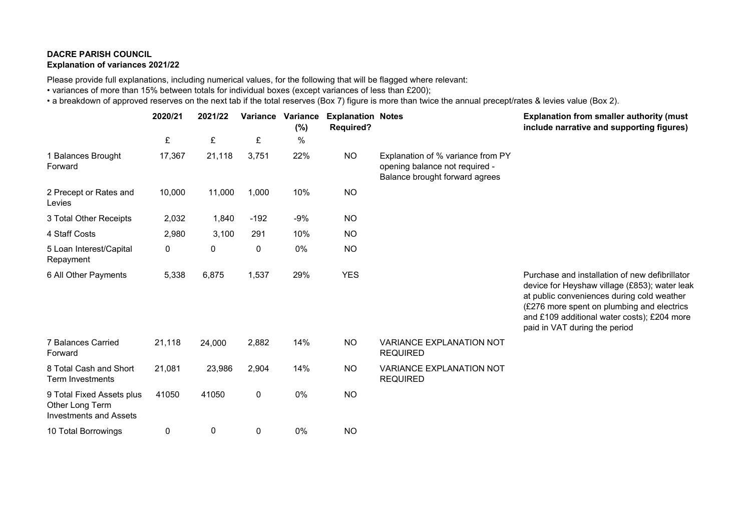**DACRE PARISH COUNCIL**
**Explanation of variances 2021/22**

Please provide full explanations, including numerical values, for the following that will be flagged where relevant:

- variances of more than 15% between totals for individual boxes (except variances of less than £200);
- a breakdown of approved reserves on the next tab if the total reserves (Box 7) figure is more than twice the annual precept/rates & levies value (Box 2).

| | 2020/21 | 2021/22 | Variance | Variance (%) | Explanation Required? | Notes | Explanation from smaller authority (must include narrative and supporting figures) |
|---|---|---|---|---|---|---|---|
| | £ | £ | £ | % | | | |
| 1 Balances Brought Forward | 17,367 | 21,118 | 3,751 | 22% | NO | Explanation of % variance from PY opening balance not required - Balance brought forward agrees | |
| 2 Precept or Rates and Levies | 10,000 | 11,000 | 1,000 | 10% | NO | | |
| 3 Total Other Receipts | 2,032 | 1,840 | -192 | -9% | NO | | |
| 4 Staff Costs | 2,980 | 3,100 | 291 | 10% | NO | | |
| 5 Loan Interest/Capital Repayment | 0 | 0 | 0 | 0% | NO | | |
| 6 All Other Payments | 5,338 | 6,875 | 1,537 | 29% | YES | | Purchase and installation of new defibrillator device for Heyshaw village (£853); water leak at public conveniences during cold weather (£276 more spent on plumbing and electrics and £109 additional water costs); £204 more paid in VAT during the period |
| 7 Balances Carried Forward | 21,118 | 24,000 | 2,882 | 14% | NO | VARIANCE EXPLANATION NOT REQUIRED | |
| 8 Total Cash and Short Term Investments | 21,081 | 23,986 | 2,904 | 14% | NO | VARIANCE EXPLANATION NOT REQUIRED | |
| 9 Total Fixed Assets plus Other Long Term Investments and Assets | 41050 | 41050 | 0 | 0% | NO | | |
| 10 Total Borrowings | 0 | 0 | 0 | 0% | NO | | |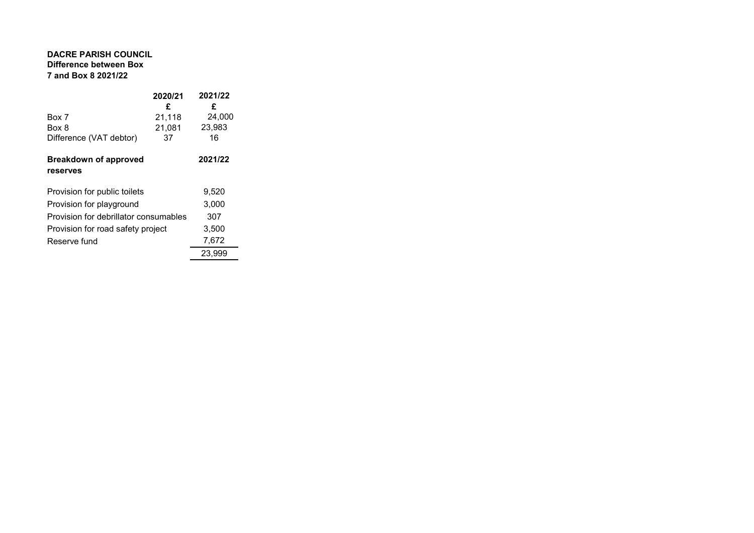**DACRE PARISH COUNCIL**
**Difference between Box 7 and Box 8 2021/22**

| | 2020/21 | 2021/22 |
|---|---|---|
| | £ | £ |
| Box 7 | 21,118 | 24,000 |
| Box 8 | 21,081 | 23,983 |
| Difference (VAT debtor) | 37 | 16 |

| **Breakdown of approved reserves** | **2021/22** |
|---|---|
| Provision for public toilets | 9,520 |
| Provision for playground | 3,000 |
| Provision for debrillator consumables | 307 |
| Provision for road safety project | 3,500 |
| Reserve fund | 7,672 |
| | 23,999 |